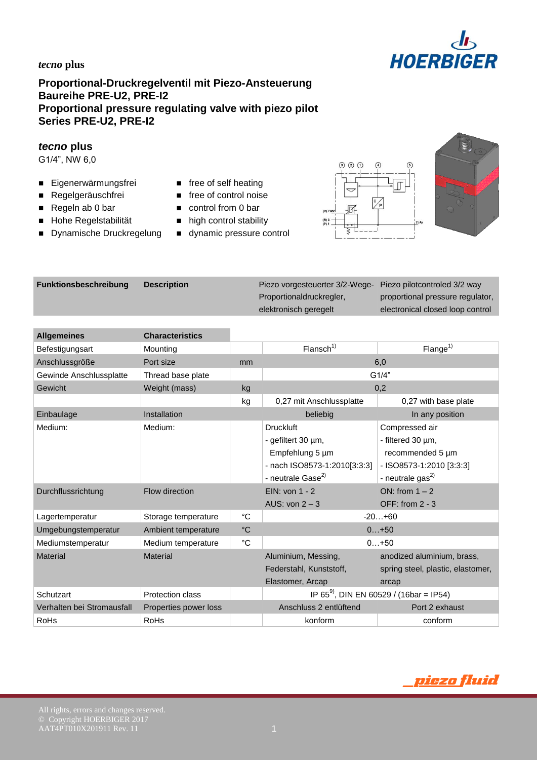*tecno* **plus**

# Proportional-Druckregelventil mit Piezo-Ansteuerung
# Baureihe PRE-U2, PRE-I2
# Proportional pressure regulating valve with piezo pilot
# Series PRE-U2, PRE-I2

## *tecno* plus

G1/4", NW 6,0

- Eigenerwärmungsfrei
- Regelgeräuschfrei
- Regeln ab 0 bar
- Hohe Regelstabilität
- Dynamische Druckregelung

- free of self heating
- free of control noise
- control from 0 bar
- high control stability
- dynamic pressure control

| Funktionsbeschreibung | Description | Piezo vorgesteuerter 3/2-Wege-Proportionaldruckregler, elektronisch geregelt | Piezo pilotcontroled 3/2 way proportional pressure regulator, electronical closed loop control |
|---|---|---|---|

| Allgemeines | Characteristics | | | |
|---|---|---|---|---|
| Befestigungsart | Mounting | | Flansch[1)] | Flange[1)] |
| Anschlussgröße | Port size | mm | 6,0 | |
| Gewinde Anschlussplatte | Thread base plate | | G1/4" | |
| Gewicht | Weight (mass) | kg | 0,2 | |
| | | kg | 0,27 mit Anschlussplatte | 0,27 with base plate |
| Einbaulage | Installation | | beliebig | In any position |
| Medium: | Medium: | | Druckluft<br>- gefiltert 30 µm,<br>Empfehlung 5 µm<br>- nach ISO8573-1:2010[3:3:3]<br>- neutrale Gase[2)] | Compressed air<br>- filtered 30 µm,<br>recommended 5 µm<br>- ISO8573-1:2010 [3:3:3]<br>- neutrale gas[2)] |
| Durchflussrichtung | Flow direction | | EIN: von 1 - 2<br>AUS: von 2 – 3 | ON: from 1 – 2<br>OFF: from 2 - 3 |
| Lagertemperatur | Storage temperature | °C | -20…+60 | |
| Umgebungstemperatur | Ambient temperature | °C | 0…+50 | |
| Mediumstemperatur | Medium temperature | °C | 0…+50 | |
| Material | Material | | Aluminium, Messing, Federstahl, Kunststoff, Elastomer, Arcap | anodized aluminium, brass, spring steel, plastic, elastomer, arcap |
| Schutzart | Protection class | | IP 65[9)], DIN EN 60529 / (16bar = IP54) | |
| Verhalten bei Stromausfall | Properties power loss | | Anschluss 2 entlüftend | Port 2 exhaust |
| RoHs | RoHs | | konform | conform |

All rights, errors and changes reserved.
© Copyright HOERBIGER 2017
AAT4PT010X201911 Rev. 11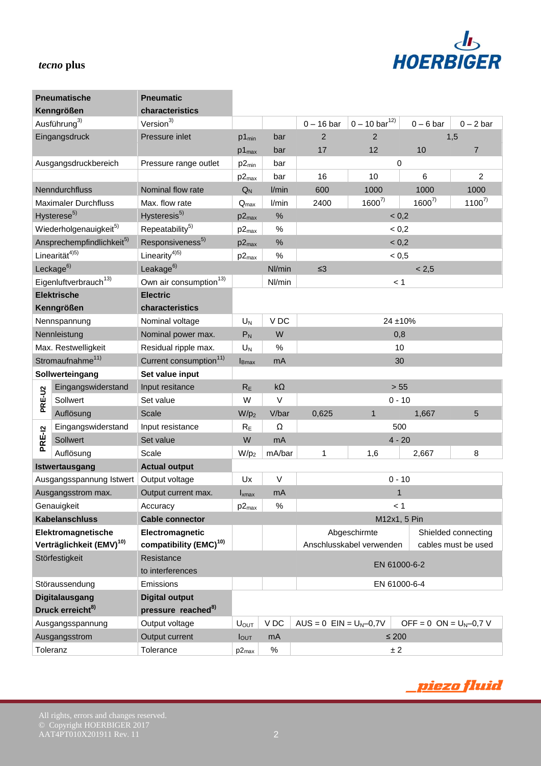*tecno* **plus**

| Pneumatische Kenngrößen | Pneumatic characteristics | | | | | | |
|---|---|---|---|---|---|---|---|
| Ausführung[3] | Version[3] | | | 0 – 16 bar | 0 – 10 bar[12] | 0 – 6 bar | 0 – 2 bar |
| Eingangsdruck | Pressure inlet | $p1_{min}$ | bar | 2 | 2 | 1,5 | |
| | | $p1_{max}$ | bar | 17 | 12 | 10 | 7 |
| Ausgangsdruckbereich | Pressure range outlet | $p2_{min}$ | bar | 0 | | | |
| | | $p2_{max}$ | bar | 16 | 10 | 6 | 2 |
| Nenndurchfluss | Nominal flow rate | $Q_N$ | l/min | 600 | 1000 | 1000 | 1000 |
| Maximaler Durchfluss | Max. flow rate | $Q_{max}$ | l/min | 2400 | 1600[7] | 1600[7] | 1100[7] |
| Hysterese[5] | Hysteresis[5] | $p2_{max}$ | % | < 0,2 | | | |
| Wiederholgenauigkeit[5] | Repeatability[5] | $p2_{max}$ | % | < 0,2 | | | |
| Ansprechempfindlichkeit[5] | Responsiveness[5] | $p2_{max}$ | % | < 0,2 | | | |
| Linearität[4)5)] | Linearity[4)5)] | $p2_{max}$ | % | < 0,5 | | | |
| Leckage[6] | Leakage[6] | | Nl/min | ≤3 | < 2,5 | | |
| Eigenluftverbrauch[13] | Own air consumption[13] | | Nl/min | < 1 | | | |
| **Elektrische Kenngrößen** | **Electric characteristics** | | | | | | |
| Nennspannung | Nominal voltage | $U_N$ | V DC | 24 ±10% | | | |
| Nennleistung | Nominal power max. | $P_N$ | W | 0,8 | | | |
| Max. Restwelligkeit | Residual ripple max. | $U_N$ | % | 10 | | | |
| Stromaufnahme[11] | Current consumption[11] | $I_{Bmax}$ | mA | 30 | | | |
| **Sollwerteingang** | **Set value input** | | | | | | |
| PRE-U2: Eingangswiderstand | Input resitance | $R_E$ | kΩ | > 55 | | | |
| PRE-U2: Sollwert | Set value | W | V | 0 - 10 | | | |
| PRE-U2: Auflösung | Scale | $W/p_2$ | V/bar | 0,625 | 1 | 1,667 | 5 |
| PRE-I2: Eingangswiderstand | Input resistance | $R_E$ | Ω | 500 | | | |
| PRE-I2: Sollwert | Set value | W | mA | 4 - 20 | | | |
| PRE-I2: Auflösung | Scale | $W/p_2$ | mA/bar | 1 | 1,6 | 2,667 | 8 |
| **Istwertausgang** | **Actual output** | | | | | | |
| Ausgangsspannung Istwert | Output voltage | Ux | V | 0 - 10 | | | |
| Ausgangsstrom max. | Output current max. | $I_{xmax}$ | mA | 1 | | | |
| Genauigkeit | Accuracy | $p2_{max}$ | % | < 1 | | | |
| **Kabelanschluss** | **Cable connector** | | | M12x1, 5 Pin | | | |
| **Elektromagnetische Verträglichkeit (EMV)[10]** | **Electromagnetic compatibility (EMC)[10]** | | | Abgeschirmte Anschlusskabel verwenden | | Shielded connecting cables must be used | |
| Störfestigkeit | Resistance to interferences | | | EN 61000-6-2 | | | |
| Störaussendung | Emissions | | | EN 61000-6-4 | | | |
| **Digitalausgang Druck erreicht[8]** | **Digital output pressure reached[8]** | | | | | | |
| Ausgangsspannung | Output voltage | $U_{OUT}$ | V DC | AUS = 0 EIN = $U_N$–0,7V | | OFF = 0 ON = $U_N$–0,7 V | |
| Ausgangsstrom | Output current | $I_{OUT}$ | mA | ≤ 200 | | | |
| Toleranz | Tolerance | $p2_{max}$ | % | ± 2 | | | |

All rights, errors and changes reserved.
© Copyright HOERBIGER 2017
AAT4PT010X201911 Rev. 11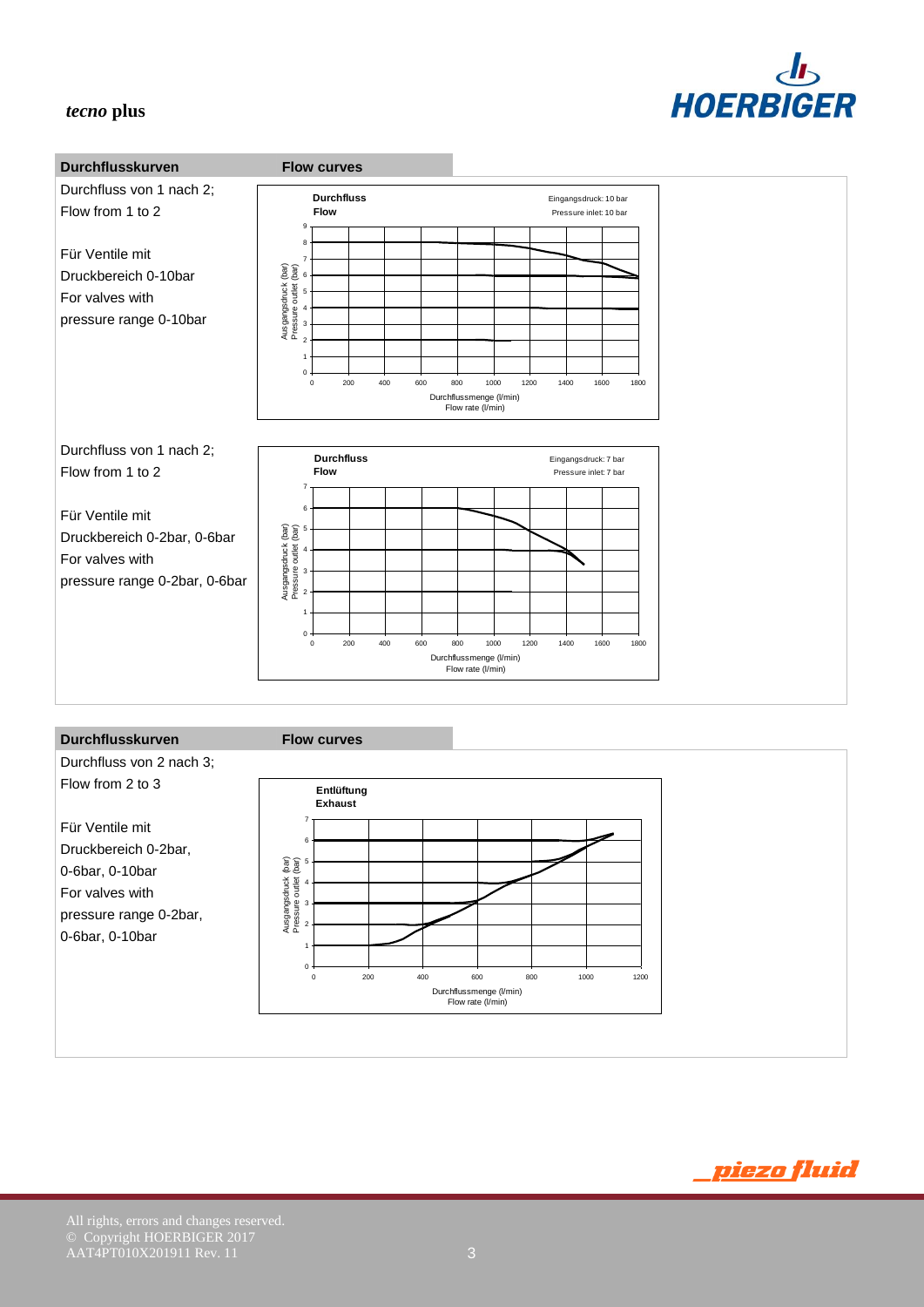## Durchflusskurven — Flow curves

Durchfluss von 1 nach 2;
Flow from 1 to 2

Für Ventile mit
Druckbereich 0-10bar
For valves with
pressure range 0-10bar

**Durchfluss**
**Flow**

Eingangsdruck: 10 bar
Pressure inlet: 10 bar

Ausgangsdruck (bar)
Pressure outlet (bar)

Durchflussmenge (l/min)
Flow rate (l/min)

Durchfluss von 1 nach 2;
Flow from 1 to 2

Für Ventile mit
Druckbereich 0-2bar, 0-6bar
For valves with
pressure range 0-2bar, 0-6bar

**Durchfluss**
**Flow**

Eingangsdruck: 7 bar
Pressure inlet: 7 bar

Ausgangsdruck (bar)
Pressure outlet (bar)

Durchflussmenge (l/min)
Flow rate (l/min)

## Durchflusskurven — Flow curves

Durchfluss von 2 nach 3;
Flow from 2 to 3

Für Ventile mit
Druckbereich 0-2bar,
0-6bar, 0-10bar
For valves with
pressure range 0-2bar,
0-6bar, 0-10bar

**Entlüftung**
**Exhaust**

Ausgangsdruck (bar)
Pressure outlet (bar)

Durchflussmenge (l/min)
Flow rate (l/min)

All rights, errors and changes reserved.
© Copyright HOERBIGER 2017
AAT4PT010X201911 Rev. 11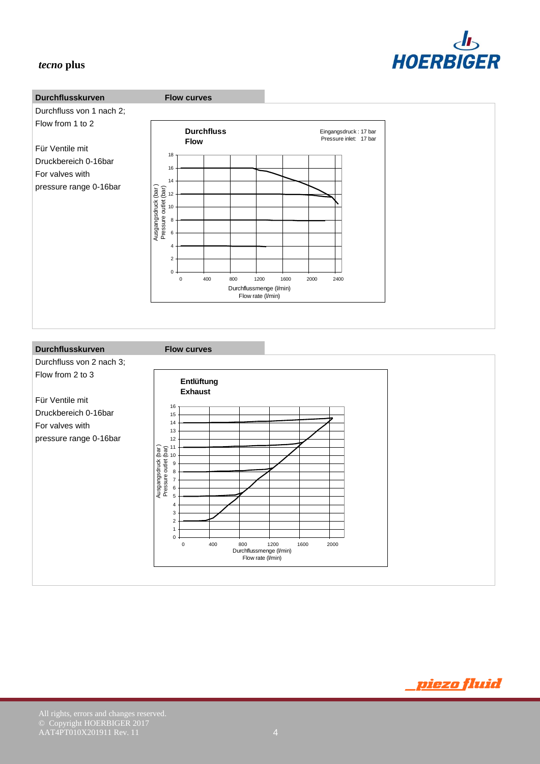## Durchflusskurven — Flow curves

Durchfluss von 1 nach 2;
Flow from 1 to 2

Für Ventile mit
Druckbereich 0-16bar
For valves with
pressure range 0-16bar

**Durchfluss**
**Flow**

Eingangsdruck : 17 bar
Pressure inlet: 17 bar

Ausgangsdruck (bar) / Pressure outlet (bar)

Durchflussmenge (l/min) / Flow rate (l/min)

## Durchflusskurven — Flow curves

Durchfluss von 2 nach 3;
Flow from 2 to 3

Für Ventile mit
Druckbereich 0-16bar
For valves with
pressure range 0-16bar

**Entlüftung**
**Exhaust**

Ausgangsdruck (bar) / Pressure outlet (bar)

Durchflussmenge (l/min) / Flow rate (l/min)

All rights, errors and changes reserved.
© Copyright HOERBIGER 2017
AAT4PT010X201911 Rev. 11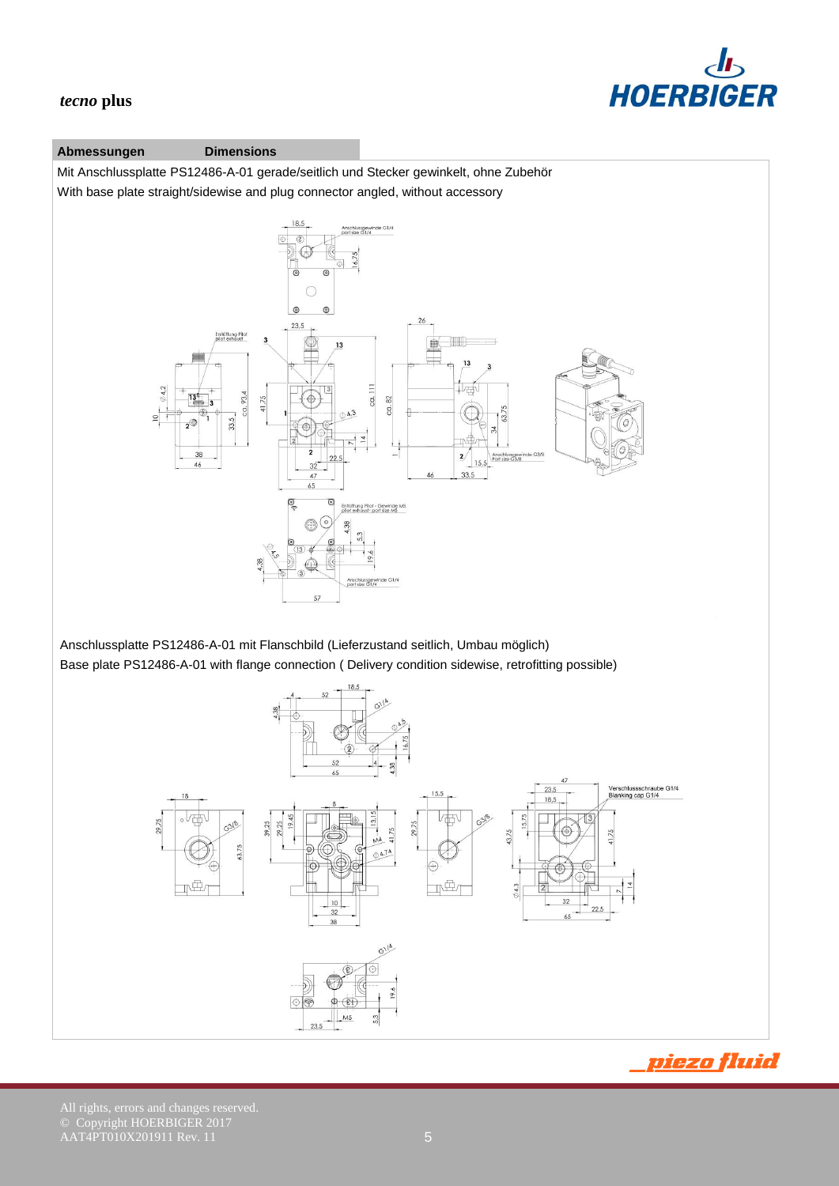## Abmessungen / Dimensions

Mit Anschlussplatte PS12486-A-01 gerade/seitlich und Stecker gewinkelt, ohne Zubehör

With base plate straight/sidewise and plug connector angled, without accessory

Anschlussplatte PS12486-A-01 mit Flanschbild (Lieferzustand seitlich, Umbau möglich)

Base plate PS12486-A-01 with flange connection ( Delivery condition sidewise, retrofitting possible)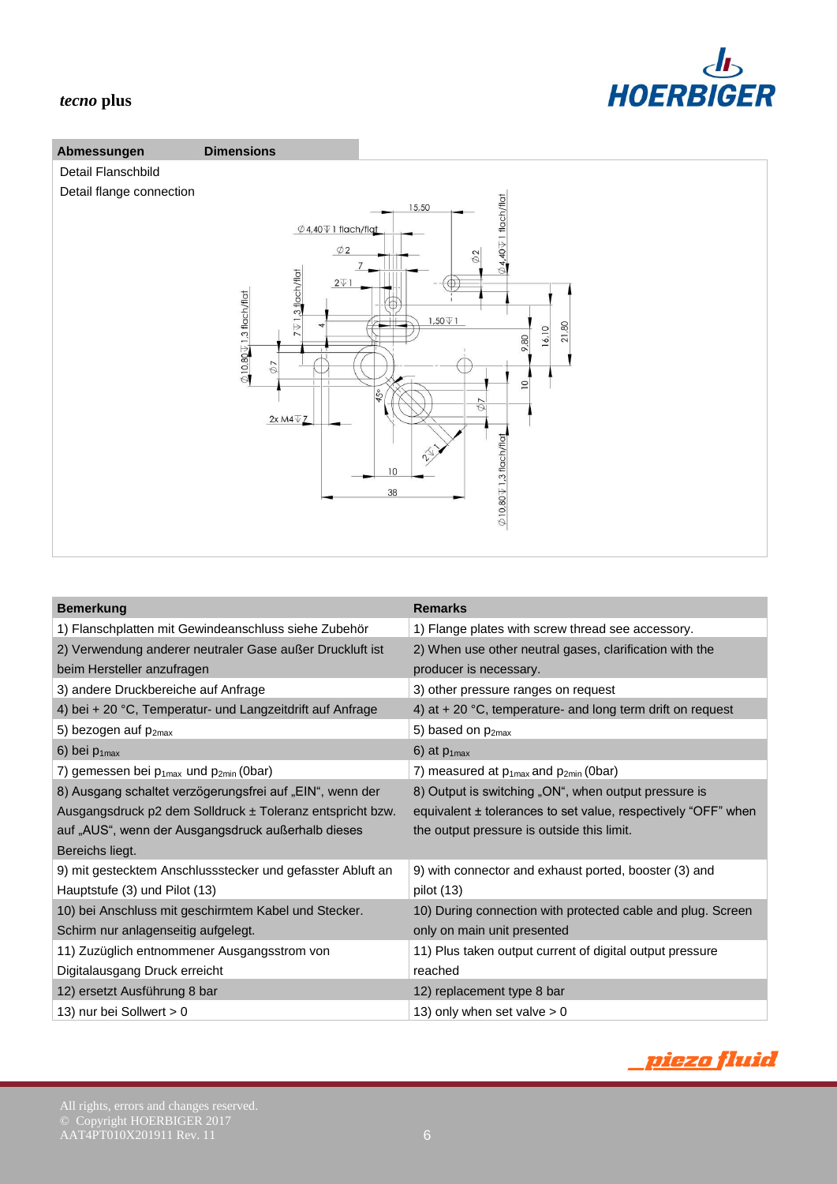## Abmessungen — Dimensions

Detail Flanschbild

Detail flange connection

| Bemerkung | Remarks |
|---|---|
| 1) Flanschplatten mit Gewindeanschluss siehe Zubehör | 1) Flange plates with screw thread see accessory. |
| 2) Verwendung anderer neutraler Gase außer Druckluft ist beim Hersteller anzufragen | 2) When use other neutral gases, clarification with the producer is necessary. |
| 3) andere Druckbereiche auf Anfrage | 3) other pressure ranges on request |
| 4) bei + 20 °C, Temperatur- und Langzeitdrift auf Anfrage | 4) at + 20 °C, temperature- and long term drift on request |
| 5) bezogen auf $p_{2max}$ | 5) based on $p_{2max}$ |
| 6) bei $p_{1max}$ | 6) at $p_{1max}$ |
| 7) gemessen bei $p_{1max}$ und $p_{2min}$ (0bar) | 7) measured at $p_{1max}$ and $p_{2min}$ (0bar) |
| 8) Ausgang schaltet verzögerungsfrei auf „EIN", wenn der Ausgangsdruck p2 dem Solldruck ± Toleranz entspricht bzw. auf „AUS", wenn der Ausgangsdruck außerhalb dieses Bereichs liegt. | 8) Output is switching „ON", when output pressure is equivalent ± tolerances to set value, respectively "OFF" when the output pressure is outside this limit. |
| 9) mit gestecktem Anschlussstecker und gefasster Abluft an Hauptstufe (3) und Pilot (13) | 9) with connector and exhaust ported, booster (3) and pilot (13) |
| 10) bei Anschluss mit geschirmtem Kabel und Stecker. Schirm nur anlagenseitig aufgelegt. | 10) During connection with protected cable and plug. Screen only on main unit presented |
| 11) Zuzüglich entnommener Ausgangsstrom von Digitalausgang Druck erreicht | 11) Plus taken output current of digital output pressure reached |
| 12) ersetzt Ausführung 8 bar | 12) replacement type 8 bar |
| 13) nur bei Sollwert > 0 | 13) only when set valve > 0 |

All rights, errors and changes reserved.
© Copyright HOERBIGER 2017
AAT4PT010X201911 Rev. 11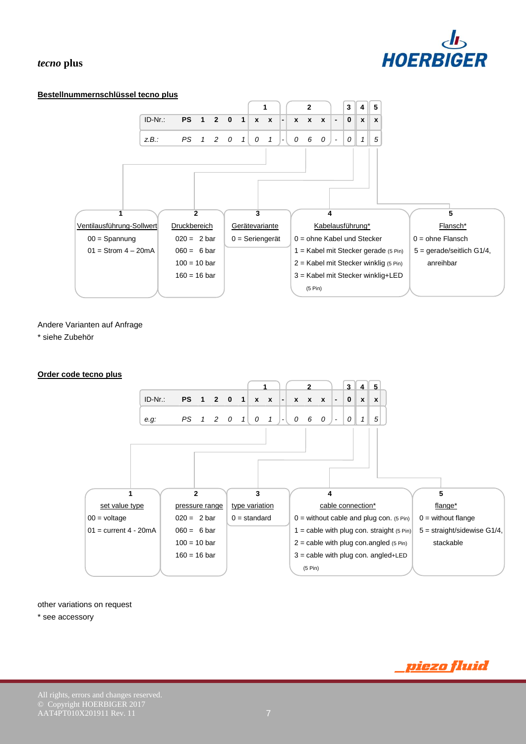## Bestellnummernschlüssel tecno plus

| | | | | | | 1 | | | 2 | | | | 3 | 4 | 5 |
|---|---|---|---|---|---|---|---|---|---|---|---|---|---|---|---|
| ID-Nr.: | PS | 1 | 2 | 0 | 1 | x | x | - | x | x | x | - | 0 | x | x |
| *z.B.:* | *PS* | *1* | *2* | *0* | *1* | *0* | *1* | - | *0* | *6* | *0* | - | *0* | *1* | *5* |

| 1 | 2 | 3 | 4 | 5 |
|---|---|---|---|---|
| Ventilausführung-Sollwert | Druckbereich | Gerätevariante | Kabelausführung* | Flansch* |
| 00 = Spannung | 020 = 2 bar | 0 = Seriengerät | 0 = ohne Kabel und Stecker | 0 = ohne Flansch |
| 01 = Strom 4 – 20mA | 060 = 6 bar | | 1 = Kabel mit Stecker gerade (5 Pin) | 5 = gerade/seitlich G1/4, anreihbar |
| | 100 = 10 bar | | 2 = Kabel mit Stecker winklig (5 Pin) | |
| | 160 = 16 bar | | 3 = Kabel mit Stecker winklig+LED (5 Pin) | |

Andere Varianten auf Anfrage

* siehe Zubehör

## Order code tecno plus

| | | | | | | 1 | | | 2 | | | | 3 | 4 | 5 |
|---|---|---|---|---|---|---|---|---|---|---|---|---|---|---|---|
| ID-Nr.: | PS | 1 | 2 | 0 | 1 | x | x | - | x | x | x | - | 0 | x | x |
| *e.g:* | *PS* | *1* | *2* | *0* | *1* | *0* | *1* | - | *0* | *6* | *0* | - | *0* | *1* | *5* |

| 1 | 2 | 3 | 4 | 5 |
|---|---|---|---|---|
| set value type | pressure range | type variation | cable connection* | flange* |
| 00 = voltage | 020 = 2 bar | 0 = standard | 0 = without cable and plug con. (5 Pin) | 0 = without flange |
| 01 = current 4 - 20mA | 060 = 6 bar | | 1 = cable with plug con. straight (5 Pin) | 5 = straight/sidewise G1/4, stackable |
| | 100 = 10 bar | | 2 = cable with plug con.angled (5 Pin) | |
| | 160 = 16 bar | | 3 = cable with plug con. angled+LED (5 Pin) | |

other variations on request

* see accessory

All rights, errors and changes reserved.
© Copyright HOERBIGER 2017
AAT4PT010X201911 Rev. 11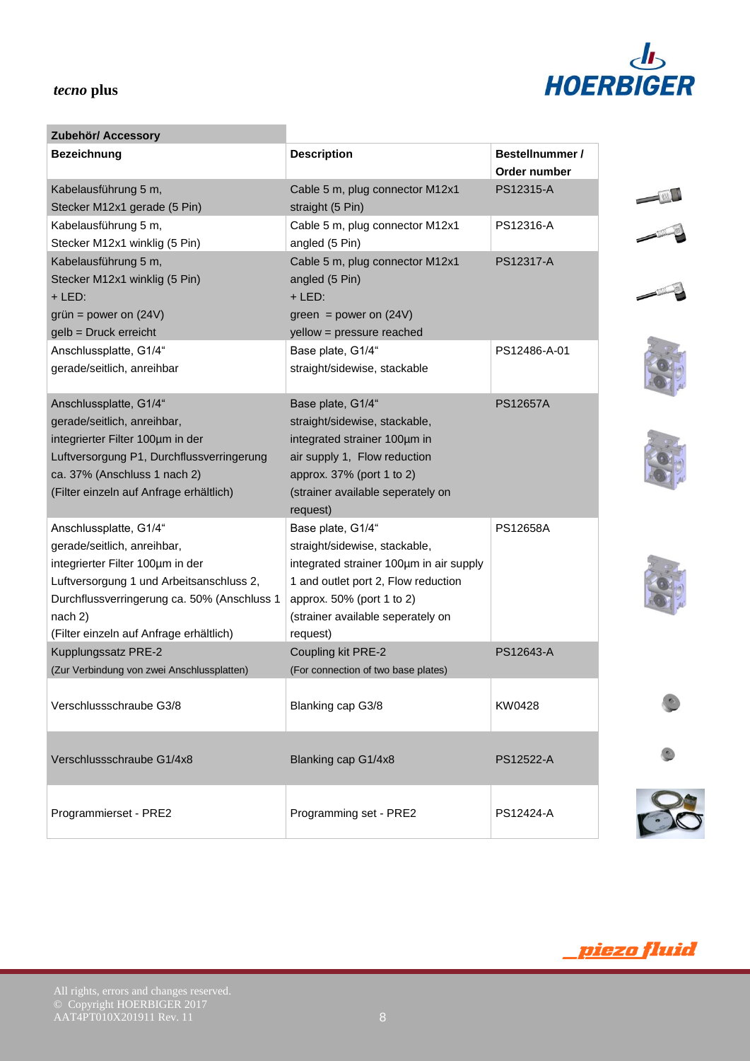| Zubehör/ Accessory | | |
|---|---|---|
| **Bezeichnung** | **Description** | **Bestellnummer / Order number** |
| Kabelausführung 5 m, Stecker M12x1 gerade (5 Pin) | Cable 5 m, plug connector M12x1 straight (5 Pin) | PS12315-A |
| Kabelausführung 5 m, Stecker M12x1 winklig (5 Pin) | Cable 5 m, plug connector M12x1 angled (5 Pin) | PS12316-A |
| Kabelausführung 5 m, Stecker M12x1 winklig (5 Pin) + LED: grün = power on (24V) gelb = Druck erreicht | Cable 5 m, plug connector M12x1 angled (5 Pin) + LED: green = power on (24V) yellow = pressure reached | PS12317-A |
| Anschlussplatte, G1/4" gerade/seitlich, anreihbar | Base plate, G1/4" straight/sidewise, stackable | PS12486-A-01 |
| Anschlussplatte, G1/4" gerade/seitlich, anreihbar, integrierter Filter 100µm in der Luftversorgung P1, Durchflussverringerung ca. 37% (Anschluss 1 nach 2) (Filter einzeln auf Anfrage erhältlich) | Base plate, G1/4" straight/sidewise, stackable, integrated strainer 100µm in air supply 1, Flow reduction approx. 37% (port 1 to 2) (strainer available seperately on request) | PS12657A |
| Anschlussplatte, G1/4" gerade/seitlich, anreihbar, integrierter Filter 100µm in der Luftversorgung 1 und Arbeitsanschluss 2, Durchflussverringerung ca. 50% (Anschluss 1 nach 2) (Filter einzeln auf Anfrage erhältlich) | Base plate, G1/4" straight/sidewise, stackable, integrated strainer 100µm in air supply 1 and outlet port 2, Flow reduction approx. 50% (port 1 to 2) (strainer available seperately on request) | PS12658A |
| Kupplungssatz PRE-2 (Zur Verbindung von zwei Anschlussplatten) | Coupling kit PRE-2 (For connection of two base plates) | PS12643-A |
| Verschlussschraube G3/8 | Blanking cap G3/8 | KW0428 |
| Verschlussschraube G1/4x8 | Blanking cap G1/4x8 | PS12522-A |
| Programmierset - PRE2 | Programming set - PRE2 | PS12424-A |

All rights, errors and changes reserved.
© Copyright HOERBIGER 2017
AAT4PT010X201911 Rev. 11